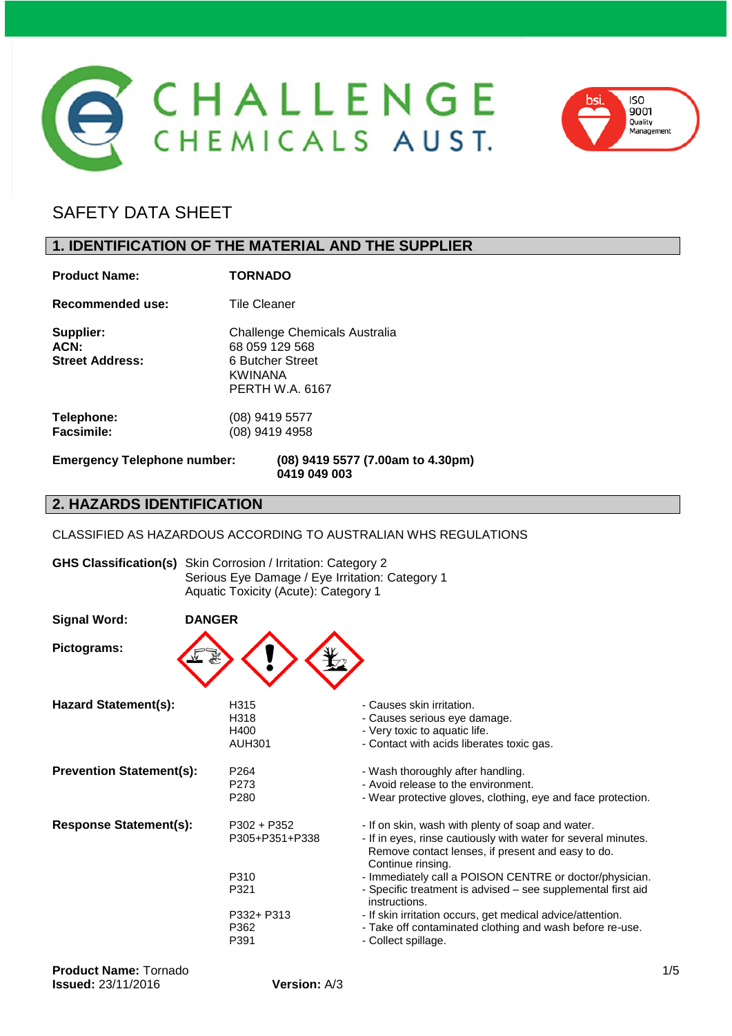# SAFETY DATA SHEET

## 1. IDENTIFICATION OF THE MATERIAL AND THE SUPPLIER

**Product Name:** **TORNADO**

**Recommended use:** Tile Cleaner

**Supplier:** Challenge Chemicals Australia
**ACN:** 68 059 129 568
**Street Address:** 6 Butcher Street
KWINANA
PERTH W.A. 6167

**Telephone:** (08) 9419 5577
**Facsimile:** (08) 9419 4958

**Emergency Telephone number:** **(08) 9419 5577 (7.00am to 4.30pm)**
**0419 049 003**

## 2. HAZARDS IDENTIFICATION

CLASSIFIED AS HAZARDOUS ACCORDING TO AUSTRALIAN WHS REGULATIONS

**GHS Classification(s)** Skin Corrosion / Irritation: Category 2
Serious Eye Damage / Eye Irritation: Category 1
Aquatic Toxicity (Acute): Category 1

**Signal Word:** **DANGER**

**Pictograms:**

**Hazard Statement(s):**

| | |
|---|---|
| H315 | - Causes skin irritation. |
| H318 | - Causes serious eye damage. |
| H400 | - Very toxic to aquatic life. |
| AUH301 | - Contact with acids liberates toxic gas. |

**Prevention Statement(s):**

| | |
|---|---|
| P264 | - Wash thoroughly after handling. |
| P273 | - Avoid release to the environment. |
| P280 | - Wear protective gloves, clothing, eye and face protection. |

**Response Statement(s):**

| | |
|---|---|
| P302 + P352 | - If on skin, wash with plenty of soap and water. |
| P305+P351+P338 | - If in eyes, rinse cautiously with water for several minutes. Remove contact lenses, if present and easy to do. Continue rinsing. |
| P310 | - Immediately call a POISON CENTRE or doctor/physician. |
| P321 | - Specific treatment is advised – see supplemental first aid instructions. |
| P332+ P313 | - If skin irritation occurs, get medical advice/attention. |
| P362 | - Take off contaminated clothing and wash before re-use. |
| P391 | - Collect spillage. |

**Product Name:** Tornado
**Issued:** 23/11/2016 **Version:** A/3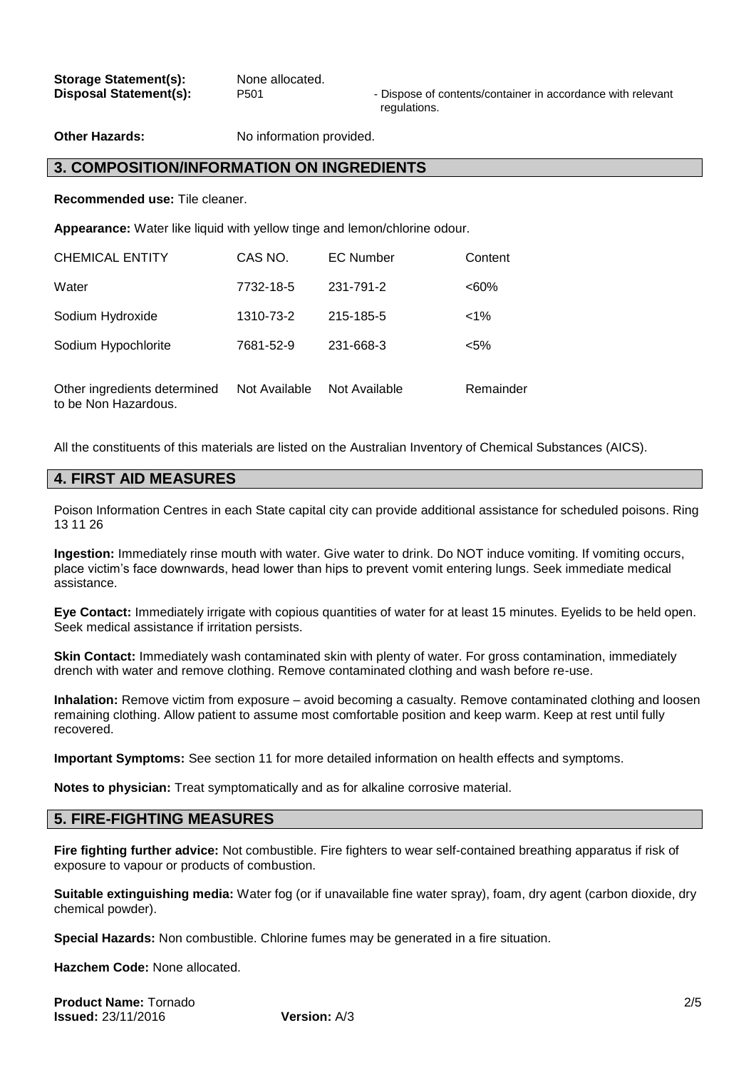**Storage Statement(s):** None allocated.

**Disposal Statement(s):** P501 - Dispose of contents/container in accordance with relevant regulations.

**Other Hazards:** No information provided.

## 3. COMPOSITION/INFORMATION ON INGREDIENTS

**Recommended use:** Tile cleaner.

**Appearance:** Water like liquid with yellow tinge and lemon/chlorine odour.

| CHEMICAL ENTITY | CAS NO. | EC Number | Content |
|---|---|---|---|
| Water | 7732-18-5 | 231-791-2 | <60% |
| Sodium Hydroxide | 1310-73-2 | 215-185-5 | <1% |
| Sodium Hypochlorite | 7681-52-9 | 231-668-3 | <5% |
| Other ingredients determined to be Non Hazardous. | Not Available | Not Available | Remainder |

All the constituents of this materials are listed on the Australian Inventory of Chemical Substances (AICS).

## 4. FIRST AID MEASURES

Poison Information Centres in each State capital city can provide additional assistance for scheduled poisons. Ring 13 11 26

**Ingestion:** Immediately rinse mouth with water. Give water to drink. Do NOT induce vomiting. If vomiting occurs, place victim's face downwards, head lower than hips to prevent vomit entering lungs. Seek immediate medical assistance.

**Eye Contact:** Immediately irrigate with copious quantities of water for at least 15 minutes. Eyelids to be held open. Seek medical assistance if irritation persists.

**Skin Contact:** Immediately wash contaminated skin with plenty of water. For gross contamination, immediately drench with water and remove clothing. Remove contaminated clothing and wash before re-use.

**Inhalation:** Remove victim from exposure – avoid becoming a casualty. Remove contaminated clothing and loosen remaining clothing. Allow patient to assume most comfortable position and keep warm. Keep at rest until fully recovered.

**Important Symptoms:** See section 11 for more detailed information on health effects and symptoms.

**Notes to physician:** Treat symptomatically and as for alkaline corrosive material.

## 5. FIRE-FIGHTING MEASURES

**Fire fighting further advice:** Not combustible. Fire fighters to wear self-contained breathing apparatus if risk of exposure to vapour or products of combustion.

**Suitable extinguishing media:** Water fog (or if unavailable fine water spray), foam, dry agent (carbon dioxide, dry chemical powder).

**Special Hazards:** Non combustible. Chlorine fumes may be generated in a fire situation.

**Hazchem Code:** None allocated.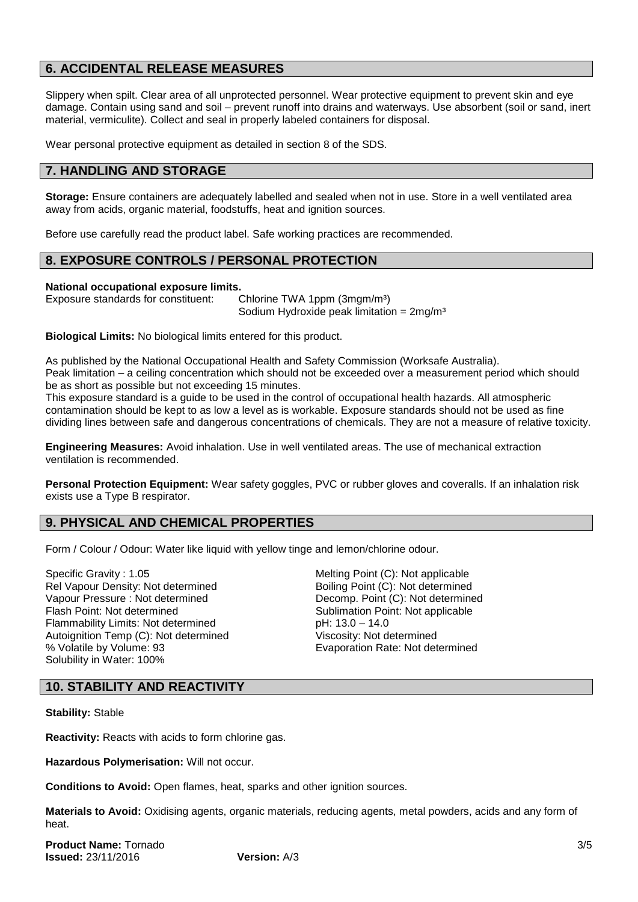## 6. ACCIDENTAL RELEASE MEASURES

Slippery when spilt. Clear area of all unprotected personnel. Wear protective equipment to prevent skin and eye damage. Contain using sand and soil – prevent runoff into drains and waterways. Use absorbent (soil or sand, inert material, vermiculite). Collect and seal in properly labeled containers for disposal.

Wear personal protective equipment as detailed in section 8 of the SDS.

## 7. HANDLING AND STORAGE

**Storage:** Ensure containers are adequately labelled and sealed when not in use. Store in a well ventilated area away from acids, organic material, foodstuffs, heat and ignition sources.

Before use carefully read the product label. Safe working practices are recommended.

## 8. EXPOSURE CONTROLS / PERSONAL PROTECTION

**National occupational exposure limits.**

Exposure standards for constituent: Chlorine TWA 1ppm ($3mgm/m^3$)
Sodium Hydroxide peak limitation = $2mg/m^3$

**Biological Limits:** No biological limits entered for this product.

As published by the National Occupational Health and Safety Commission (Worksafe Australia).
Peak limitation – a ceiling concentration which should not be exceeded over a measurement period which should be as short as possible but not exceeding 15 minutes.
This exposure standard is a guide to be used in the control of occupational health hazards. All atmospheric contamination should be kept to as low a level as is workable. Exposure standards should not be used as fine dividing lines between safe and dangerous concentrations of chemicals. They are not a measure of relative toxicity.

**Engineering Measures:** Avoid inhalation. Use in well ventilated areas. The use of mechanical extraction ventilation is recommended.

**Personal Protection Equipment:** Wear safety goggles, PVC or rubber gloves and coveralls. If an inhalation risk exists use a Type B respirator.

## 9. PHYSICAL AND CHEMICAL PROPERTIES

Form / Colour / Odour: Water like liquid with yellow tinge and lemon/chlorine odour.

Specific Gravity : 1.05
Rel Vapour Density: Not determined
Vapour Pressure : Not determined
Flash Point: Not determined
Flammability Limits: Not determined
Autoignition Temp (C): Not determined
% Volatile by Volume: 93
Solubility in Water: 100%

Melting Point (C): Not applicable
Boiling Point (C): Not determined
Decomp. Point (C): Not determined
Sublimation Point: Not applicable
pH: 13.0 – 14.0
Viscosity: Not determined
Evaporation Rate: Not determined

## 10. STABILITY AND REACTIVITY

**Stability:** Stable

**Reactivity:** Reacts with acids to form chlorine gas.

**Hazardous Polymerisation:** Will not occur.

**Conditions to Avoid:** Open flames, heat, sparks and other ignition sources.

**Materials to Avoid:** Oxidising agents, organic materials, reducing agents, metal powders, acids and any form of heat.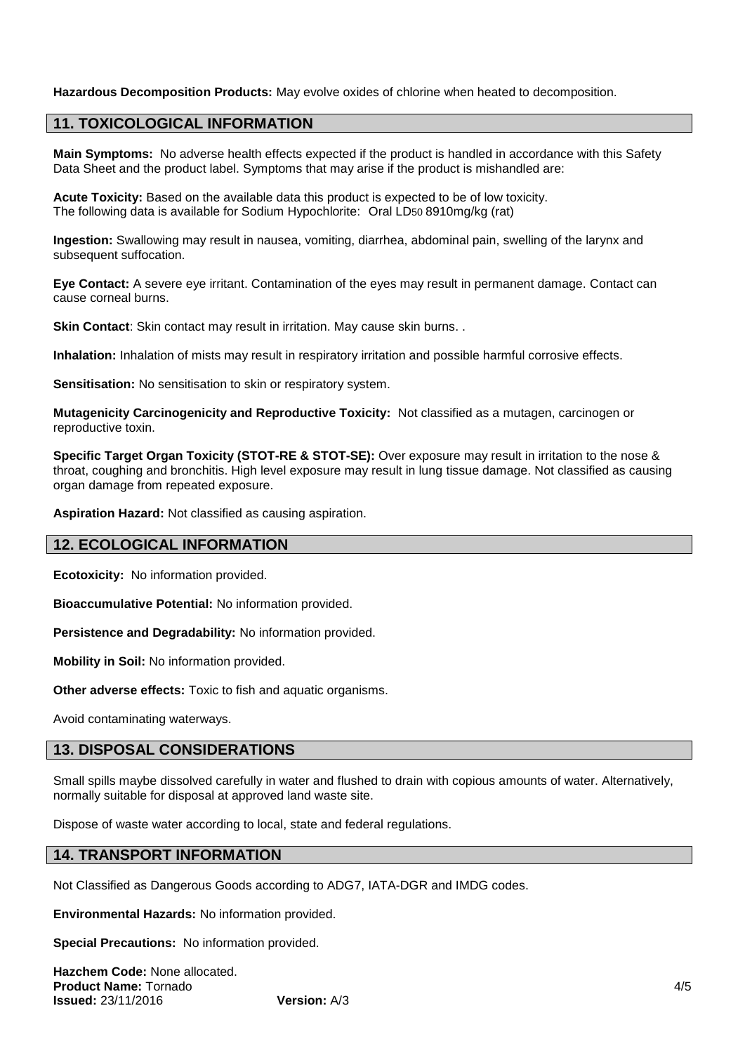**Hazardous Decomposition Products:** May evolve oxides of chlorine when heated to decomposition.

## 11. TOXICOLOGICAL INFORMATION

**Main Symptoms:** No adverse health effects expected if the product is handled in accordance with this Safety Data Sheet and the product label. Symptoms that may arise if the product is mishandled are:

**Acute Toxicity:** Based on the available data this product is expected to be of low toxicity. The following data is available for Sodium Hypochlorite: Oral $LD_{50}$ 8910mg/kg (rat)

**Ingestion:** Swallowing may result in nausea, vomiting, diarrhea, abdominal pain, swelling of the larynx and subsequent suffocation.

**Eye Contact:** A severe eye irritant. Contamination of the eyes may result in permanent damage. Contact can cause corneal burns.

**Skin Contact**: Skin contact may result in irritation. May cause skin burns. .

**Inhalation:** Inhalation of mists may result in respiratory irritation and possible harmful corrosive effects.

**Sensitisation:** No sensitisation to skin or respiratory system.

**Mutagenicity Carcinogenicity and Reproductive Toxicity:** Not classified as a mutagen, carcinogen or reproductive toxin.

**Specific Target Organ Toxicity (STOT-RE & STOT-SE):** Over exposure may result in irritation to the nose & throat, coughing and bronchitis. High level exposure may result in lung tissue damage. Not classified as causing organ damage from repeated exposure.

**Aspiration Hazard:** Not classified as causing aspiration.

## 12. ECOLOGICAL INFORMATION

**Ecotoxicity:** No information provided.

**Bioaccumulative Potential:** No information provided.

**Persistence and Degradability:** No information provided.

**Mobility in Soil:** No information provided.

**Other adverse effects:** Toxic to fish and aquatic organisms.

Avoid contaminating waterways.

## 13. DISPOSAL CONSIDERATIONS

Small spills maybe dissolved carefully in water and flushed to drain with copious amounts of water. Alternatively, normally suitable for disposal at approved land waste site.

Dispose of waste water according to local, state and federal regulations.

## 14. TRANSPORT INFORMATION

Not Classified as Dangerous Goods according to ADG7, IATA-DGR and IMDG codes.

**Environmental Hazards:** No information provided.

**Special Precautions:** No information provided.

**Hazchem Code:** None allocated.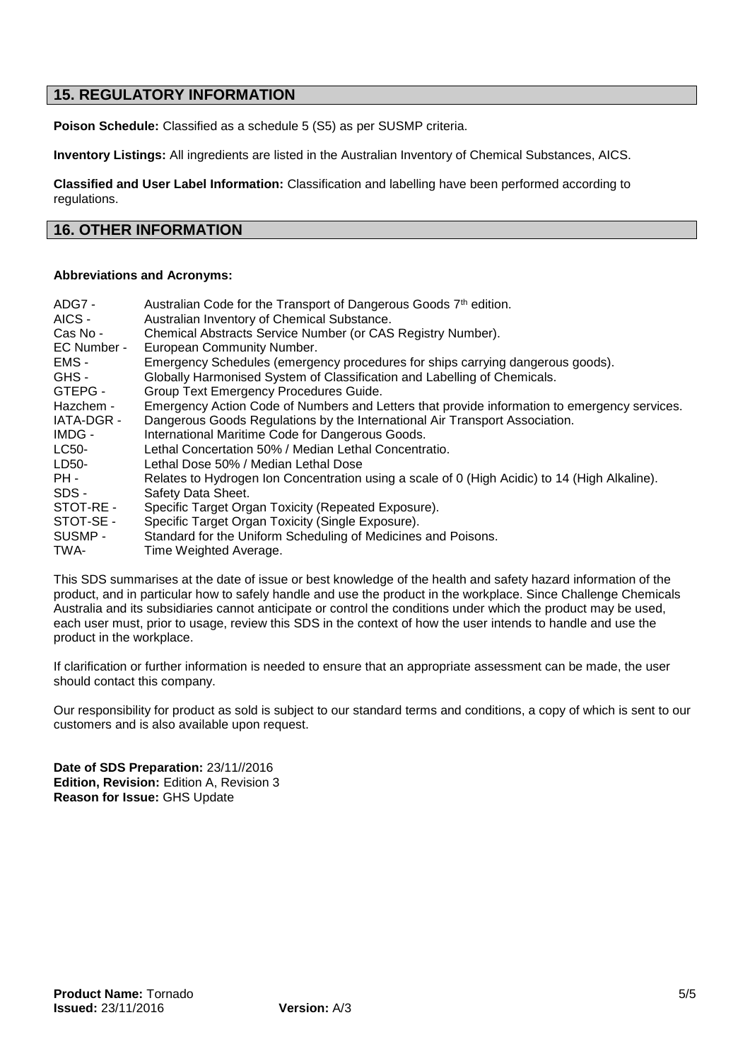## 15. REGULATORY INFORMATION

**Poison Schedule:** Classified as a schedule 5 (S5) as per SUSMP criteria.

**Inventory Listings:** All ingredients are listed in the Australian Inventory of Chemical Substances, AICS.

**Classified and User Label Information:** Classification and labelling have been performed according to regulations.

## 16. OTHER INFORMATION

**Abbreviations and Acronyms:**

| | |
|---|---|
| ADG7 - | Australian Code for the Transport of Dangerous Goods 7th edition. |
| AICS - | Australian Inventory of Chemical Substance. |
| Cas No - | Chemical Abstracts Service Number (or CAS Registry Number). |
| EC Number - | European Community Number. |
| EMS - | Emergency Schedules (emergency procedures for ships carrying dangerous goods). |
| GHS - | Globally Harmonised System of Classification and Labelling of Chemicals. |
| GTEPG - | Group Text Emergency Procedures Guide. |
| Hazchem - | Emergency Action Code of Numbers and Letters that provide information to emergency services. |
| IATA-DGR - | Dangerous Goods Regulations by the International Air Transport Association. |
| IMDG - | International Maritime Code for Dangerous Goods. |
| LC50- | Lethal Concertation 50% / Median Lethal Concentratio. |
| LD50- | Lethal Dose 50% / Median Lethal Dose |
| PH - | Relates to Hydrogen Ion Concentration using a scale of 0 (High Acidic) to 14 (High Alkaline). |
| SDS - | Safety Data Sheet. |
| STOT-RE - | Specific Target Organ Toxicity (Repeated Exposure). |
| STOT-SE - | Specific Target Organ Toxicity (Single Exposure). |
| SUSMP - | Standard for the Uniform Scheduling of Medicines and Poisons. |
| TWA- | Time Weighted Average. |

This SDS summarises at the date of issue or best knowledge of the health and safety hazard information of the product, and in particular how to safely handle and use the product in the workplace. Since Challenge Chemicals Australia and its subsidiaries cannot anticipate or control the conditions under which the product may be used, each user must, prior to usage, review this SDS in the context of how the user intends to handle and use the product in the workplace.

If clarification or further information is needed to ensure that an appropriate assessment can be made, the user should contact this company.

Our responsibility for product as sold is subject to our standard terms and conditions, a copy of which is sent to our customers and is also available upon request.

**Date of SDS Preparation:** 23/11//2016
**Edition, Revision:** Edition A, Revision 3
**Reason for Issue:** GHS Update